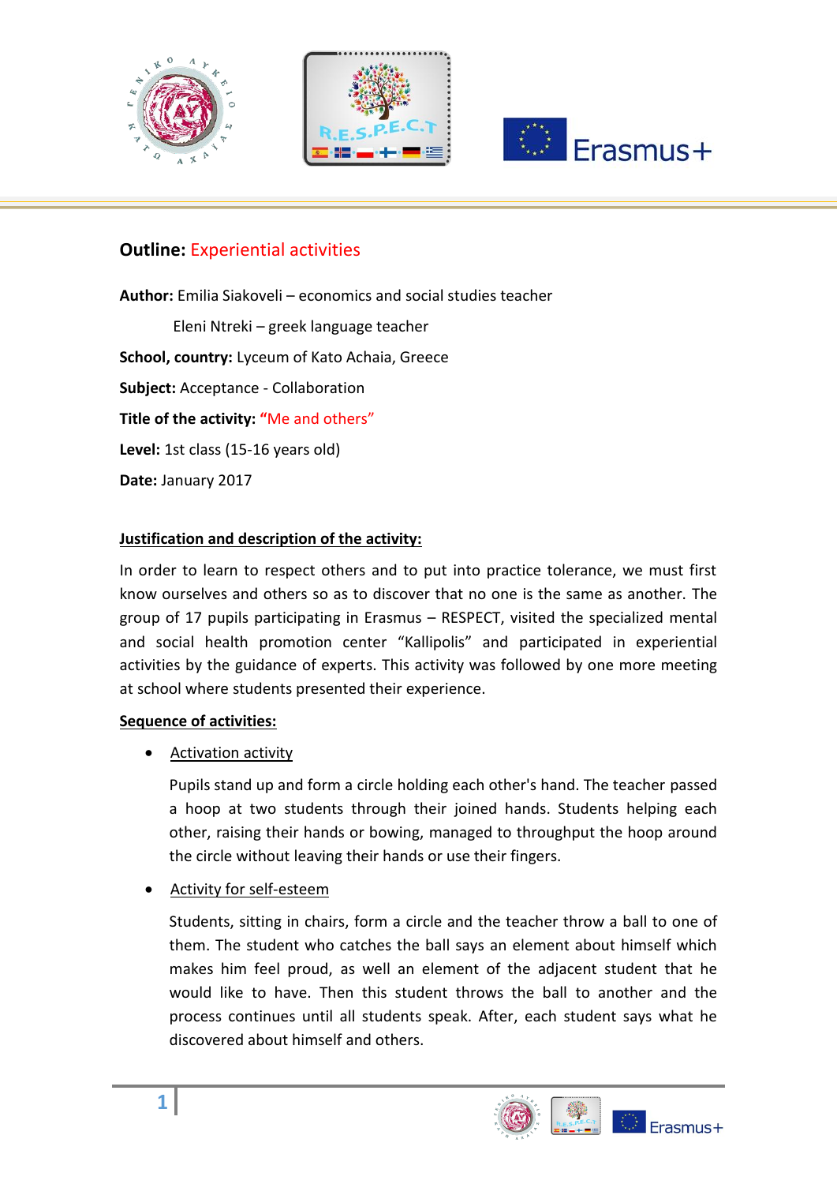**Outline:** Experiential activities

**Author:** Emilia Siakoveli – economics and social studies teacher

Eleni Ntreki – greek language teacher

**School, country:** Lyceum of Kato Achaia, Greece

**Subject:** Acceptance - Collaboration

**Title of the activity:** "Me and others"

**Level:** 1st class (15-16 years old)

**Date:** January 2017

**Justification and description of the activity:**

In order to learn to respect others and to put into practice tolerance, we must first know ourselves and others so as to discover that no one is the same as another. The group of 17 pupils participating in Erasmus – RESPECT, visited the specialized mental and social health promotion center "Kallipolis" and participated in experiential activities by the guidance of experts. This activity was followed by one more meeting at school where students presented their experience.

**Sequence of activities:**

- Activation activity

  Pupils stand up and form a circle holding each other's hand. The teacher passed a hoop at two students through their joined hands. Students helping each other, raising their hands or bowing, managed to throughput the hoop around the circle without leaving their hands or use their fingers.

- Activity for self-esteem

  Students, sitting in chairs, form a circle and the teacher throw a ball to one of them. The student who catches the ball says an element about himself which makes him feel proud, as well an element of the adjacent student that he would like to have. Then this student throws the ball to another and the process continues until all students speak. After, each student says what he discovered about himself and others.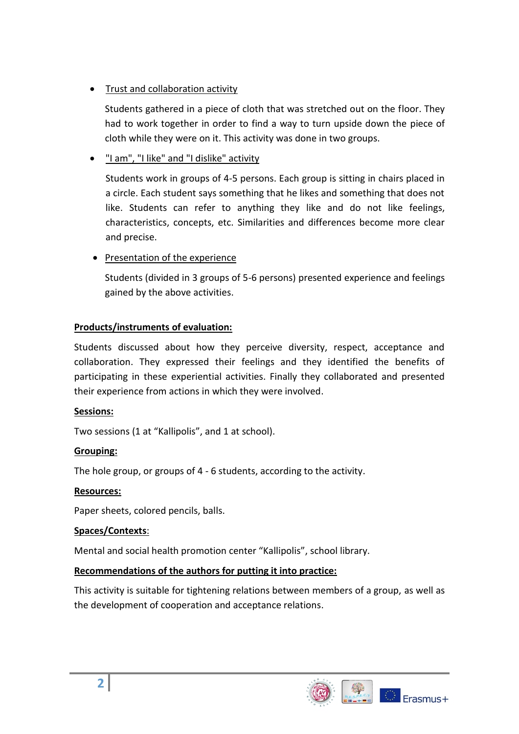- <u>Trust and collaboration activity</u>

  Students gathered in a piece of cloth that was stretched out on the floor. They had to work together in order to find a way to turn upside down the piece of cloth while they were on it. This activity was done in two groups.

- <u>"I am", "I like" and "I dislike" activity</u>

  Students work in groups of 4-5 persons. Each group is sitting in chairs placed in a circle. Each student says something that he likes and something that does not like. Students can refer to anything they like and do not like feelings, characteristics, concepts, etc. Similarities and differences become more clear and precise.

- <u>Presentation of the experience</u>

  Students (divided in 3 groups of 5-6 persons) presented experience and feelings gained by the above activities.

**<u>Products/instruments of evaluation:</u>**

Students discussed about how they perceive diversity, respect, acceptance and collaboration. They expressed their feelings and they identified the benefits of participating in these experiential activities. Finally they collaborated and presented their experience from actions in which they were involved.

**<u>Sessions:</u>**

Two sessions (1 at "Kallipolis", and 1 at school).

**<u>Grouping:</u>**

The hole group, or groups of 4 - 6 students, according to the activity.

**<u>Resources:</u>**

Paper sheets, colored pencils, balls.

**<u>Spaces/Contexts</u>**:

Mental and social health promotion center "Kallipolis", school library.

**<u>Recommendations of the authors for putting it into practice:</u>**

This activity is suitable for tightening relations between members of a group, as well as the development of cooperation and acceptance relations.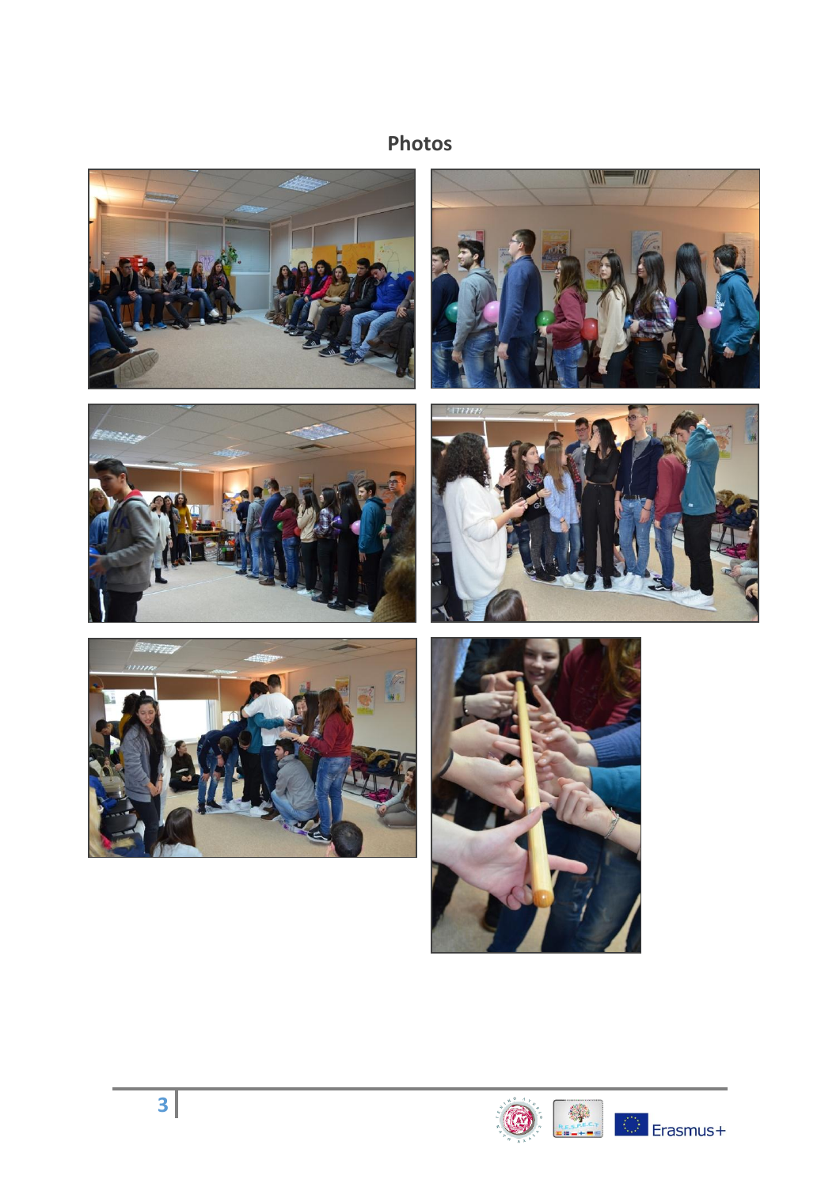## Photos